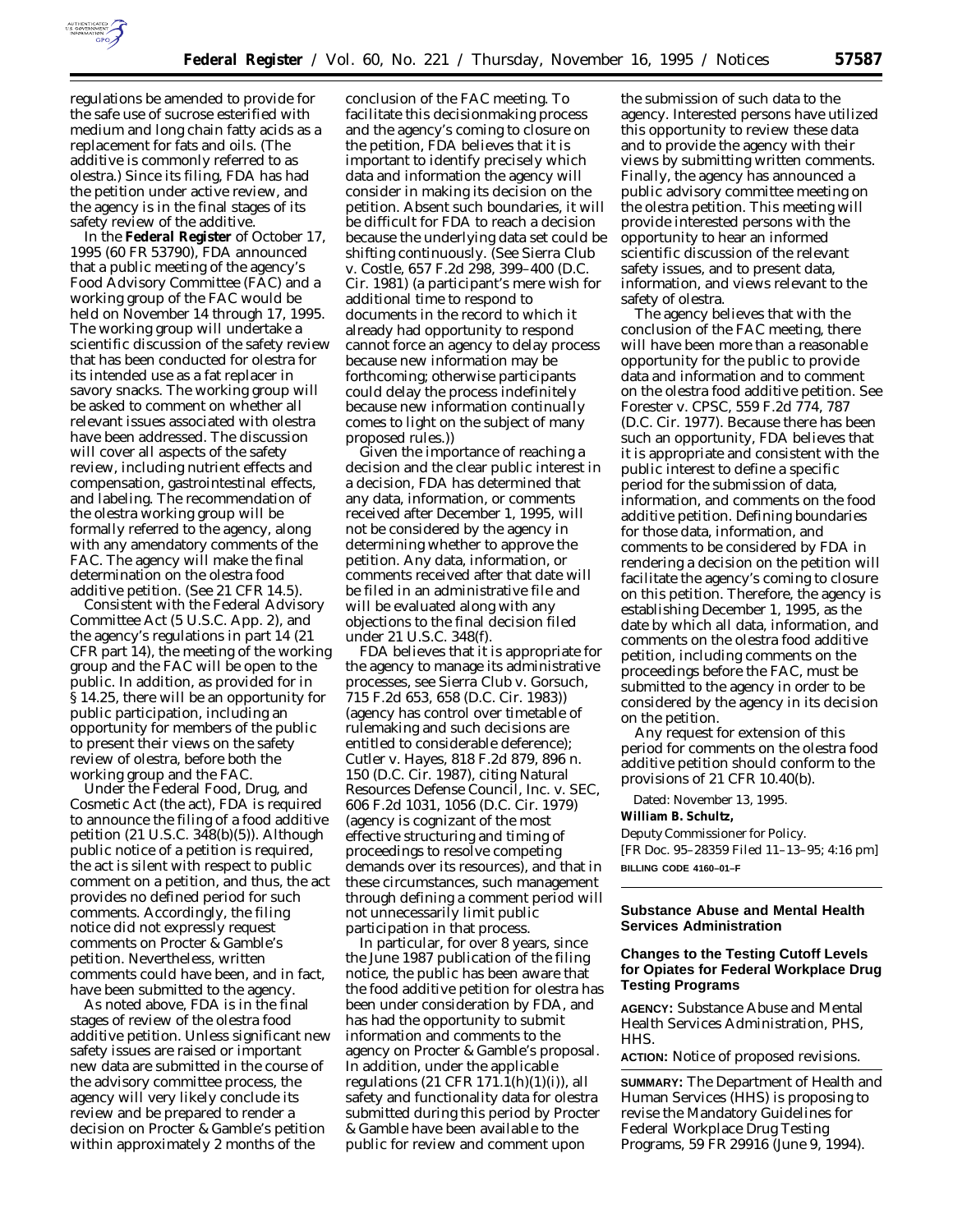regulations be amended to provide for the safe use of sucrose esterified with medium and long chain fatty acids as a replacement for fats and oils. (The additive is commonly referred to as olestra.) Since its filing, FDA has had the petition under active review, and the agency is in the final stages of its safety review of the additive.

In the **Federal Register** of October 17, 1995 (60 FR 53790), FDA announced that a public meeting of the agency's Food Advisory Committee (FAC) and a working group of the FAC would be held on November 14 through 17, 1995. The working group will undertake a scientific discussion of the safety review that has been conducted for olestra for its intended use as a fat replacer in savory snacks. The working group will be asked to comment on whether all relevant issues associated with olestra have been addressed. The discussion will cover all aspects of the safety review, including nutrient effects and compensation, gastrointestinal effects, and labeling. The recommendation of the olestra working group will be formally referred to the agency, along with any amendatory comments of the FAC. The agency will make the final determination on the olestra food additive petition. (See 21 CFR 14.5).

Consistent with the Federal Advisory Committee Act (5 U.S.C. App. 2), and the agency's regulations in part 14 (21 CFR part 14), the meeting of the working group and the FAC will be open to the public. In addition, as provided for in § 14.25, there will be an opportunity for public participation, including an opportunity for members of the public to present their views on the safety review of olestra, before both the working group and the FAC.

Under the Federal Food, Drug, and Cosmetic Act (the act), FDA is required to announce the filing of a food additive petition (21 U.S.C. 348(b)(5)). Although public notice of a petition is required, the act is silent with respect to public comment on a petition, and thus, the act provides no defined period for such comments. Accordingly, the filing notice did not expressly request comments on Procter & Gamble's petition. Nevertheless, written comments could have been, and in fact, have been submitted to the agency.

As noted above, FDA is in the final stages of review of the olestra food additive petition. Unless significant new safety issues are raised or important new data are submitted in the course of the advisory committee process, the agency will very likely conclude its review and be prepared to render a decision on Procter & Gamble's petition within approximately 2 months of the conclusion of the FAC meeting. To facilitate this decisionmaking process and the agency's coming to closure on the petition, FDA believes that it is important to identify precisely which data and information the agency will consider in making its decision on the petition. Absent such boundaries, it will be difficult for FDA to reach a decision because the underlying data set could be shifting continuously. (See *Sierra Club* v. *Costle*, 657 F.2d 298, 399–400 (D.C. Cir. 1981) (a participant's mere wish for additional time to respond to documents in the record to which it already had opportunity to respond cannot force an agency to delay process because new information may be forthcoming; otherwise participants could delay the process indefinitely because new information continually comes to light on the subject of many proposed rules.))

Given the importance of reaching a decision and the clear public interest in a decision, FDA has determined that any data, information, or comments received after December 1, 1995, will not be considered by the agency in determining whether to approve the petition. Any data, information, or comments received after that date will be filed in an administrative file and will be evaluated along with any objections to the final decision filed under 21 U.S.C. 348(f).

FDA believes that it is appropriate for the agency to manage its administrative processes, see *Sierra Club* v. *Gorsuch*, 715 F.2d 653, 658 (D.C. Cir. 1983)) (agency has control over timetable of rulemaking and such decisions are entitled to considerable deference); *Cutler* v. *Hayes*, 818 F.2d 879, 896 n. 150 (D.C. Cir. 1987), citing *Natural Resources Defense Council, Inc.* v. *SEC*, 606 F.2d 1031, 1056 (D.C. Cir. 1979) (agency is cognizant of the most effective structuring and timing of proceedings to resolve competing demands over its resources), and that in these circumstances, such management through defining a comment period will not unnecessarily limit public participation in that process.

In particular, for over 8 years, since the June 1987 publication of the filing notice, the public has been aware that the food additive petition for olestra has been under consideration by FDA, and has had the opportunity to submit information and comments to the agency on Procter & Gamble's proposal. In addition, under the applicable regulations (21 CFR 171.1(h)(1)(i)), all safety and functionality data for olestra submitted during this period by Procter & Gamble have been available to the public for review and comment upon the submission of such data to the agency. Interested persons have utilized this opportunity to review these data and to provide the agency with their views by submitting written comments. Finally, the agency has announced a public advisory committee meeting on the olestra petition. This meeting will provide interested persons with the opportunity to hear an informed scientific discussion of the relevant safety issues, and to present data, information, and views relevant to the safety of olestra.

The agency believes that with the conclusion of the FAC meeting, there will have been more than a reasonable opportunity for the public to provide data and information and to comment on the olestra food additive petition. See *Forester* v. *CPSC*, 559 F.2d 774, 787 (D.C. Cir. 1977). Because there has been such an opportunity, FDA believes that it is appropriate and consistent with the public interest to define a specific period for the submission of data, information, and comments on the food additive petition. Defining boundaries for those data, information, and comments to be considered by FDA in rendering a decision on the petition will facilitate the agency's coming to closure on this petition. Therefore, the agency is establishing December 1, 1995, as the date by which all data, information, and comments on the olestra food additive petition, including comments on the proceedings before the FAC, must be submitted to the agency in order to be considered by the agency in its decision on the petition.

Any request for extension of this period for comments on the olestra food additive petition should conform to the provisions of 21 CFR 10.40(b).

Dated: November 13, 1995.

**William B. Schultz,**

*Deputy Commissioner for Policy.*

[FR Doc. 95–28359 Filed 11–13–95; 4:16 pm]

**BILLING CODE 4160–01–F**

## Substance Abuse and Mental Health Services Administration

### Changes to the Testing Cutoff Levels for Opiates for Federal Workplace Drug Testing Programs

**AGENCY:** Substance Abuse and Mental Health Services Administration, PHS, HHS.

**ACTION:** Notice of proposed revisions.

**SUMMARY:** The Department of Health and Human Services (HHS) is proposing to revise the Mandatory Guidelines for Federal Workplace Drug Testing Programs, 59 FR 29916 (June 9, 1994).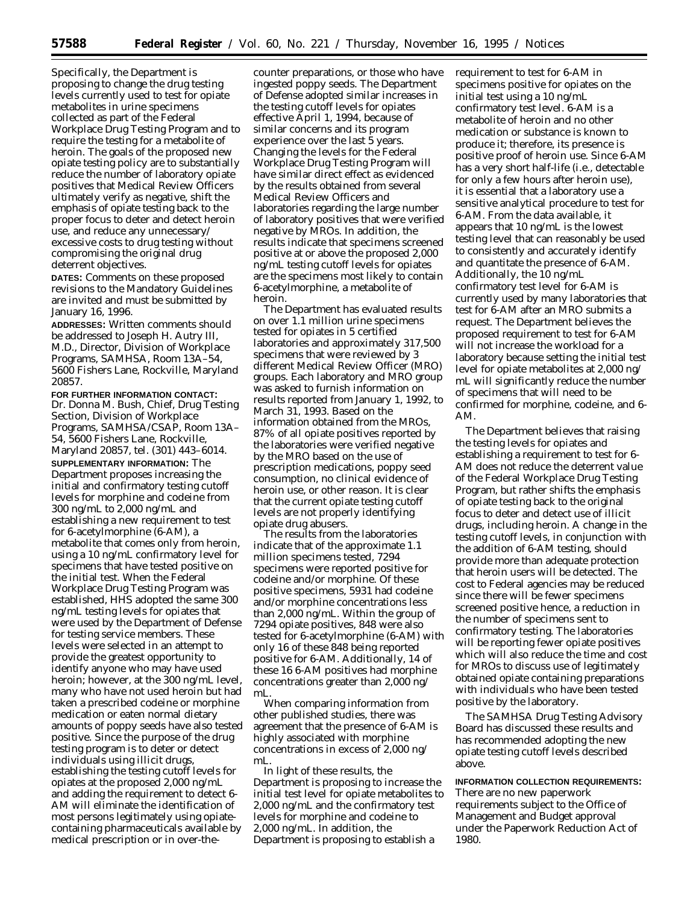Specifically, the Department is proposing to change the drug testing levels currently used to test for opiate metabolites in urine specimens collected as part of the Federal Workplace Drug Testing Program and to require the testing for a metabolite of heroin. The goals of the proposed new opiate testing policy are to substantially reduce the number of laboratory opiate positives that Medical Review Officers ultimately verify as negative, shift the emphasis of opiate testing back to the proper focus to deter and detect heroin use, and reduce any unnecessary/excessive costs to drug testing without compromising the original drug deterrent objectives.

**DATES:** Comments on these proposed revisions to the Mandatory Guidelines are invited and must be submitted by January 16, 1996.

**ADDRESSES:** Written comments should be addressed to Joseph H. Autry III, M.D., Director, Division of Workplace Programs, SAMHSA, Room 13A–54, 5600 Fishers Lane, Rockville, Maryland 20857.

**FOR FURTHER INFORMATION CONTACT:** Dr. Donna M. Bush, Chief, Drug Testing Section, Division of Workplace Programs, SAMHSA/CSAP, Room 13A–54, 5600 Fishers Lane, Rockville, Maryland 20857, tel. (301) 443–6014.

**SUPPLEMENTARY INFORMATION:** The Department proposes increasing the initial and confirmatory testing cutoff levels for morphine and codeine from 300 ng/mL to 2,000 ng/mL and establishing a new requirement to test for 6-acetylmorphine (6-AM), a metabolite that comes only from heroin, using a 10 ng/mL confirmatory level for specimens that have tested positive on the initial test. When the Federal Workplace Drug Testing Program was established, HHS adopted the same 300 ng/mL testing levels for opiates that were used by the Department of Defense for testing service members. These levels were selected in an attempt to provide the greatest opportunity to identify anyone who may have used heroin; however, at the 300 ng/mL level, many who have not used heroin but had taken a prescribed codeine or morphine medication or eaten normal dietary amounts of poppy seeds have also tested positive. Since the purpose of the drug testing program is to deter or detect individuals using illicit drugs, establishing the testing cutoff levels for opiates at the proposed 2,000 ng/mL and adding the requirement to detect 6-AM will eliminate the identification of most persons legitimately using opiate-containing pharmaceuticals available by medical prescription or in over-the-counter preparations, or those who have ingested poppy seeds. The Department of Defense adopted similar increases in the testing cutoff levels for opiates effective April 1, 1994, because of similar concerns and its program experience over the last 5 years. Changing the levels for the Federal Workplace Drug Testing Program will have similar direct effect as evidenced by the results obtained from several Medical Review Officers and laboratories regarding the large number of laboratory positives that were verified negative by MROs. In addition, the results indicate that specimens screened positive at or above the proposed 2,000 ng/mL testing cutoff levels for opiates are the specimens most likely to contain 6-acetylmorphine, a metabolite of heroin.

The Department has evaluated results on over 1.1 million urine specimens tested for opiates in 5 certified laboratories and approximately 317,500 specimens that were reviewed by 3 different Medical Review Officer (MRO) groups. Each laboratory and MRO group was asked to furnish information on results reported from January 1, 1992, to March 31, 1993. Based on the information obtained from the MROs, 87% of all opiate positives reported by the laboratories were verified negative by the MRO based on the use of prescription medications, poppy seed consumption, no clinical evidence of heroin use, or other reason. It is clear that the current opiate testing cutoff levels are not properly identifying opiate drug abusers.

The results from the laboratories indicate that of the approximate 1.1 million specimens tested, 7294 specimens were reported positive for codeine and/or morphine. Of these positive specimens, 5931 had codeine and/or morphine concentrations less than 2,000 ng/mL. Within the group of 7294 opiate positives, 848 were also tested for 6-acetylmorphine (6-AM) with only 16 of these 848 being reported positive for 6-AM. Additionally, 14 of these 16 6-AM positives had morphine concentrations greater than 2,000 ng/mL.

When comparing information from other published studies, there was agreement that the presence of 6-AM is highly associated with morphine concentrations in excess of 2,000 ng/mL.

In light of these results, the Department is proposing to increase the initial test level for opiate metabolites to 2,000 ng/mL and the confirmatory test levels for morphine and codeine to 2,000 ng/mL. In addition, the Department is proposing to establish a requirement to test for 6-AM in specimens positive for opiates on the initial test using a 10 ng/mL confirmatory test level. 6-AM is a metabolite of heroin and no other medication or substance is known to produce it; therefore, its presence is positive proof of heroin use. Since 6-AM has a very short half-life (i.e., detectable for only a few hours after heroin use), it is essential that a laboratory use a sensitive analytical procedure to test for 6-AM. From the data available, it appears that 10 ng/mL is the lowest testing level that can reasonably be used to consistently and accurately identify and quantitate the presence of 6-AM. Additionally, the 10 ng/mL confirmatory test level for 6-AM is currently used by many laboratories that test for 6-AM after an MRO submits a request. The Department believes the proposed requirement to test for 6-AM will not increase the workload for a laboratory because setting the initial test level for opiate metabolites at 2,000 ng/mL will significantly reduce the number of specimens that will need to be confirmed for morphine, codeine, and 6-AM.

The Department believes that raising the testing levels for opiates and establishing a requirement to test for 6-AM does not reduce the deterrent value of the Federal Workplace Drug Testing Program, but rather shifts the emphasis of opiate testing back to the original focus to deter and detect use of illicit drugs, including heroin. A change in the testing cutoff levels, in conjunction with the addition of 6-AM testing, should provide more than adequate protection that heroin users will be detected. The cost to Federal agencies may be reduced since there will be fewer specimens screened positive hence, a reduction in the number of specimens sent to confirmatory testing. The laboratories will be reporting fewer opiate positives which will also reduce the time and cost for MROs to discuss use of legitimately obtained opiate containing preparations with individuals who have been tested positive by the laboratory.

The SAMHSA Drug Testing Advisory Board has discussed these results and has recommended adopting the new opiate testing cutoff levels described above.

**INFORMATION COLLECTION REQUIREMENTS:** There are no new paperwork requirements subject to the Office of Management and Budget approval under the Paperwork Reduction Act of 1980.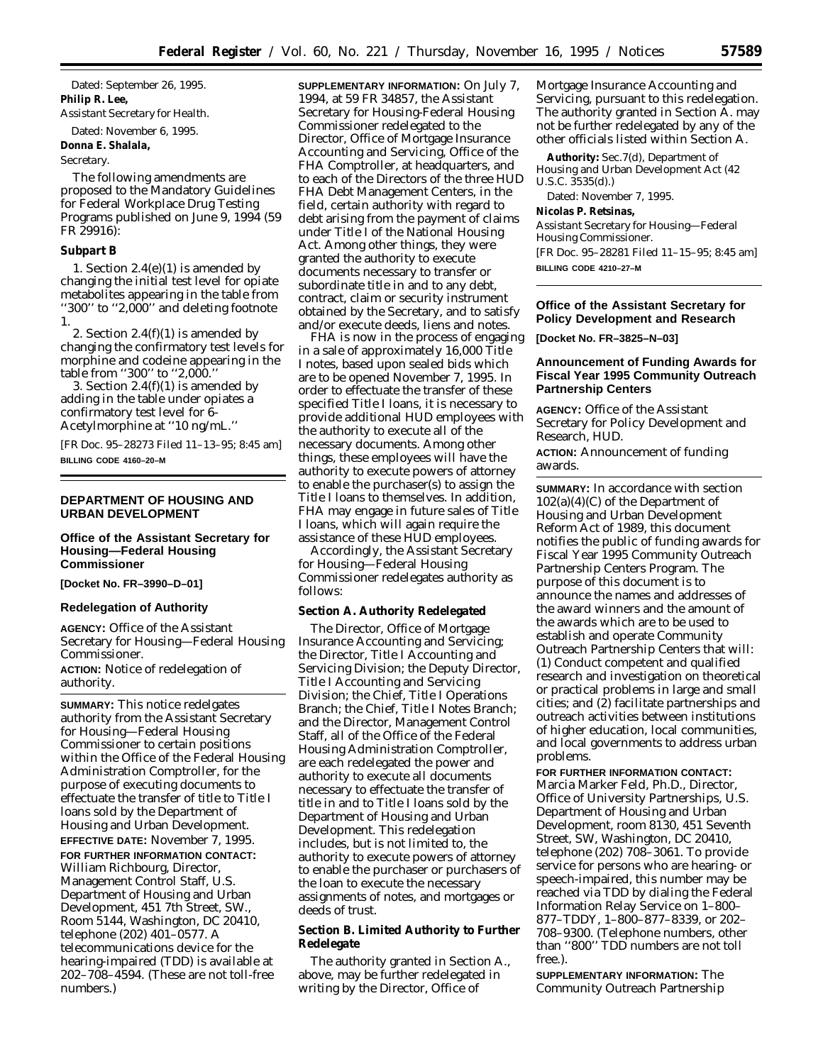Dated: September 26, 1995.

**Philip R. Lee,**

*Assistant Secretary for Health.*

Dated: November 6, 1995.

**Donna E. Shalala,**

*Secretary.*

The following amendments are proposed to the Mandatory Guidelines for Federal Workplace Drug Testing Programs published on June 9, 1994 (59 FR 29916):

**Subpart B**

1. Section 2.4(e)(1) is amended by changing the initial test level for opiate metabolites appearing in the table from ''300'' to ''2,000'' and deleting footnote 1.

2. Section 2.4(f)(1) is amended by changing the confirmatory test levels for morphine and codeine appearing in the table from ''300'' to ''2,000.''

3. Section 2.4(f)(1) is amended by adding in the table under opiates a confirmatory test level for 6-Acetylmorphine at ''10 ng/mL.''

[FR Doc. 95–28273 Filed 11–13–95; 8:45 am]

**BILLING CODE 4160–20–M**

## DEPARTMENT OF HOUSING AND URBAN DEVELOPMENT

### Office of the Assistant Secretary for Housing—Federal Housing Commissioner

**[Docket No. FR–3990–D–01]**

### Redelegation of Authority

**AGENCY:** Office of the Assistant Secretary for Housing—Federal Housing Commissioner.

**ACTION:** Notice of redelegation of authority.

**SUMMARY:** This notice redelgates authority from the Assistant Secretary for Housing—Federal Housing Commissioner to certain positions within the Office of the Federal Housing Administration Comptroller, for the purpose of executing documents to effectuate the transfer of title to Title I loans sold by the Department of Housing and Urban Development.

**EFFECTIVE DATE:** November 7, 1995.

**FOR FURTHER INFORMATION CONTACT:** William Richbourg, Director, Management Control Staff, U.S. Department of Housing and Urban Development, 451 7th Street, SW., Room 5144, Washington, DC 20410, telephone (202) 401–0577. A telecommunications device for the hearing-impaired (TDD) is available at 202–708–4594. (These are not toll-free numbers.)

**SUPPLEMENTARY INFORMATION:** On July 7, 1994, at 59 FR 34857, the Assistant Secretary for Housing-Federal Housing Commissioner redelegated to the Director, Office of Mortgage Insurance Accounting and Servicing, Office of the FHA Comptroller, at headquarters, and to each of the Directors of the three HUD FHA Debt Management Centers, in the field, certain authority with regard to debt arising from the payment of claims under Title I of the National Housing Act. Among other things, they were granted the authority to execute documents necessary to transfer or subordinate title in and to any debt, contract, claim or security instrument obtained by the Secretary, and to satisfy and/or execute deeds, liens and notes.

FHA is now in the process of engaging in a sale of approximately 16,000 Title I notes, based upon sealed bids which are to be opened November 7, 1995. In order to effectuate the transfer of these specified Title I loans, it is necessary to provide additional HUD employees with the authority to execute all of the necessary documents. Among other things, these employees will have the authority to execute powers of attorney to enable the purchaser(s) to assign the Title I loans to themselves. In addition, FHA may engage in future sales of Title I loans, which will again require the assistance of these HUD employees.

Accordingly, the Assistant Secretary for Housing—Federal Housing Commissioner redelegates authority as follows:

**Section A. Authority Redelegated**

The Director, Office of Mortgage Insurance Accounting and Servicing; the Director, Title I Accounting and Servicing Division; the Deputy Director, Title I Accounting and Servicing Division; the Chief, Title I Operations Branch; the Chief, Title I Notes Branch; and the Director, Management Control Staff, all of the Office of the Federal Housing Administration Comptroller, are each redelegated the power and authority to execute all documents necessary to effectuate the transfer of title in and to Title I loans sold by the Department of Housing and Urban Development. This redelegation includes, but is not limited to, the authority to execute powers of attorney to enable the purchaser or purchasers of the loan to execute the necessary assignments of notes, and mortgages or deeds of trust.

**Section B. Limited Authority to Further Redelegate**

The authority granted in Section A., above, may be further redelegated in writing by the Director, Office of Mortgage Insurance Accounting and Servicing, pursuant to this redelegation. The authority granted in Section A. may not be further redelegated by any of the other officials listed within Section A.

**Authority:** Sec.7(d), Department of Housing and Urban Development Act (42 U.S.C. 3535(d).)

Dated: November 7, 1995.

**Nicolas P. Retsinas,**

*Assistant Secretary for Housing—Federal Housing Commissioner.*

[FR Doc. 95–28281 Filed 11–15–95; 8:45 am]

**BILLING CODE 4210–27–M**

### Office of the Assistant Secretary for Policy Development and Research

**[Docket No. FR–3825–N–03]**

### Announcement of Funding Awards for Fiscal Year 1995 Community Outreach Partnership Centers

**AGENCY:** Office of the Assistant Secretary for Policy Development and Research, HUD.

**ACTION:** Announcement of funding awards.

**SUMMARY:** In accordance with section 102(a)(4)(C) of the Department of Housing and Urban Development Reform Act of 1989, this document notifies the public of funding awards for Fiscal Year 1995 Community Outreach Partnership Centers Program. The purpose of this document is to announce the names and addresses of the award winners and the amount of the awards which are to be used to establish and operate Community Outreach Partnership Centers that will: (1) Conduct competent and qualified research and investigation on theoretical or practical problems in large and small cities; and (2) facilitate partnerships and outreach activities between institutions of higher education, local communities, and local governments to address urban problems.

**FOR FURTHER INFORMATION CONTACT:** Marcia Marker Feld, Ph.D., Director, Office of University Partnerships, U.S. Department of Housing and Urban Development, room 8130, 451 Seventh Street, SW, Washington, DC 20410, telephone (202) 708–3061. To provide service for persons who are hearing- or speech-impaired, this number may be reached via TDD by dialing the Federal Information Relay Service on 1–800–877–TDDY, 1–800–877–8339, or 202–708–9300. (Telephone numbers, other than ''800'' TDD numbers are not toll free.).

**SUPPLEMENTARY INFORMATION:** The Community Outreach Partnership